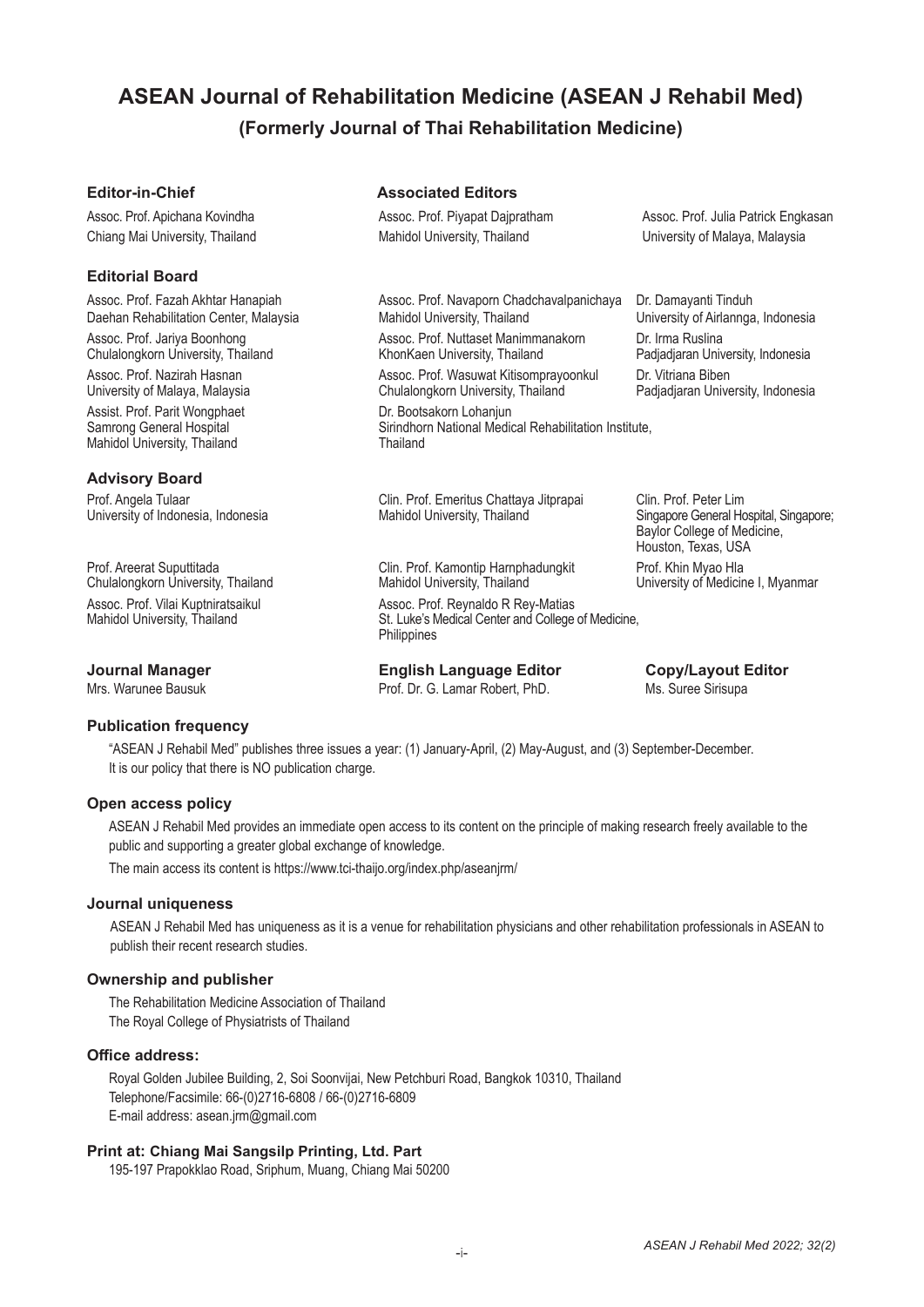# ASEAN Journal of Rehabilitation Medicine (ASEAN J Rehabil Med)

## (Formerly Journal of Thai Rehabilitation Medicine)

### Editor-in-Chief

Assoc. Prof. Apichana Kovindha
Chiang Mai University, Thailand

### Associated Editors

Assoc. Prof. Piyapat Dajpratham
Mahidol University, Thailand

Assoc. Prof. Julia Patrick Engkasan
University of Malaya, Malaysia

### Editorial Board

Assoc. Prof. Fazah Akhtar Hanapiah
Daehan Rehabilitation Center, Malaysia

Assoc. Prof. Jariya Boonhong
Chulalongkorn University, Thailand

Assoc. Prof. Nazirah Hasnan
University of Malaya, Malaysia

Assist. Prof. Parit Wongphaet
Samrong General Hospital
Mahidol University, Thailand

Assoc. Prof. Navaporn Chadchavalpanichaya
Mahidol University, Thailand

Assoc. Prof. Nuttaset Manimmanakorn
KhonKaen University, Thailand

Assoc. Prof. Wasuwat Kitisomprayoonkul
Chulalongkorn University, Thailand

Dr. Bootsakorn Lohanjun
Sirindhorn National Medical Rehabilitation Institute, Thailand

Dr. Damayanti Tinduh
University of Airlannga, Indonesia

Dr. Irma Ruslina
Padjadjaran University, Indonesia

Dr. Vitriana Biben
Padjadjaran University, Indonesia

### Advisory Board

Prof. Angela Tulaar
University of Indonesia, Indonesia

Prof. Areerat Suputtitada
Chulalongkorn University, Thailand

Assoc. Prof. Vilai Kuptniratsaikul
Mahidol University, Thailand

Clin. Prof. Emeritus Chattaya Jitprapai
Mahidol University, Thailand

Clin. Prof. Kamontip Harnphadungkit
Mahidol University, Thailand

Assoc. Prof. Reynaldo R Rey-Matias
St. Luke's Medical Center and College of Medicine, Philippines

Clin. Prof. Peter Lim
Singapore General Hospital, Singapore;
Baylor College of Medicine, Houston, Texas, USA

Prof. Khin Myao Hla
University of Medicine I, Myanmar

### Journal Manager

Mrs. Warunee Bausuk

### English Language Editor

Prof. Dr. G. Lamar Robert, PhD.

### Copy/Layout Editor

Ms. Suree Sirisupa

### Publication frequency

"ASEAN J Rehabil Med" publishes three issues a year: (1) January-April, (2) May-August, and (3) September-December. It is our policy that there is NO publication charge.

### Open access policy

ASEAN J Rehabil Med provides an immediate open access to its content on the principle of making research freely available to the public and supporting a greater global exchange of knowledge.

The main access its content is https://www.tci-thaijo.org/index.php/aseanjrm/

### Journal uniqueness

ASEAN J Rehabil Med has uniqueness as it is a venue for rehabilitation physicians and other rehabilitation professionals in ASEAN to publish their recent research studies.

### Ownership and publisher

The Rehabilitation Medicine Association of Thailand
The Royal College of Physiatrists of Thailand

### Office address:

Royal Golden Jubilee Building, 2, Soi Soonvijai, New Petchburi Road, Bangkok 10310, Thailand
Telephone/Facsimile: 66-(0)2716-6808 / 66-(0)2716-6809
E-mail address: asean.jrm@gmail.com

### Print at: Chiang Mai Sangsilp Printing, Ltd. Part

195-197 Prapokklao Road, Sriphum, Muang, Chiang Mai 50200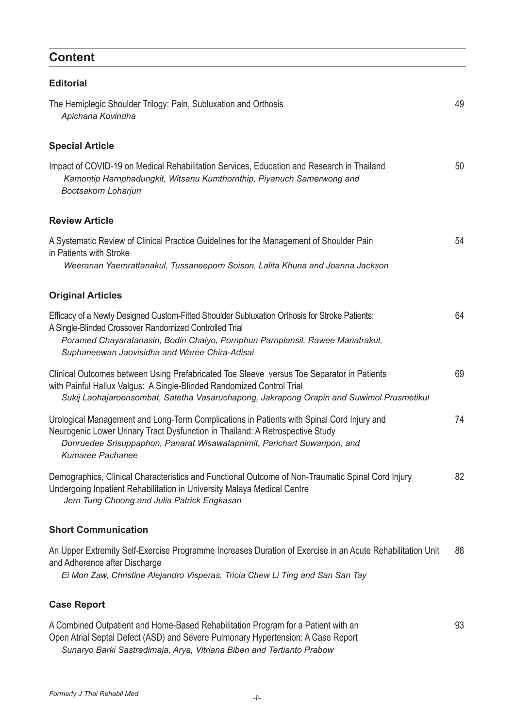# Content

## Editorial

The Hemiplegic Shoulder Trilogy: Pain, Subluxation and Orthosis 49
*Apichana Kovindha*

## Special Article

Impact of COVID-19 on Medical Rehabilitation Services, Education and Research in Thailand 50
*Kamontip Harnphadungkit, Witsanu Kumthornthip, Piyanuch Samerwong and Bootsakorn Loharjun*

## Review Article

A Systematic Review of Clinical Practice Guidelines for the Management of Shoulder Pain in Patients with Stroke 54
*Weeranan Yaemrattanakul, Tussaneeporn Soison, Lalita Khuna and Joanna Jackson*

## Original Articles

Efficacy of a Newly Designed Custom-Fitted Shoulder Subluxation Orthosis for Stroke Patients: A Single-Blinded Crossover Randomized Controlled Trial 64
*Poramed Chayaratanasin, Bodin Chaiyo, Pornphun Parnpiansil, Rawee Manatrakul, Suphaneewan Jaovisidha and Waree Chira-Adisai*

Clinical Outcomes between Using Prefabricated Toe Sleeve versus Toe Separator in Patients with Painful Hallux Valgus: A Single-Blinded Randomized Control Trial 69
*Sukij Laohajaroensombat, Satetha Vasaruchapong, Jakrapong Orapin and Suwimol Prusmetikul*

Urological Management and Long-Term Complications in Patients with Spinal Cord Injury and Neurogenic Lower Urinary Tract Dysfunction in Thailand: A Retrospective Study 74
*Donruedee Srisuppaphon, Panarat Wisawatapnimit, Parichart Suwanpon, and Kumaree Pachanee*

Demographics, Clinical Characteristics and Functional Outcome of Non-Traumatic Spinal Cord Injury Undergoing Inpatient Rehabilitation in University Malaya Medical Centre 82
*Jern Tung Choong and Julia Patrick Engkasan*

## Short Communication

An Upper Extremity Self-Exercise Programme Increases Duration of Exercise in an Acute Rehabilitation Unit and Adherence after Discharge 88
*Ei Mon Zaw, Christine Alejandro Visperas, Tricia Chew Li Ting and San San Tay*

## Case Report

A Combined Outpatient and Home-Based Rehabilitation Program for a Patient with an Open Atrial Septal Defect (ASD) and Severe Pulmonary Hypertension: A Case Report 93
*Sunaryo Barki Sastradimaja, Arya, Vitriana Biben and Tertianto Prabow*